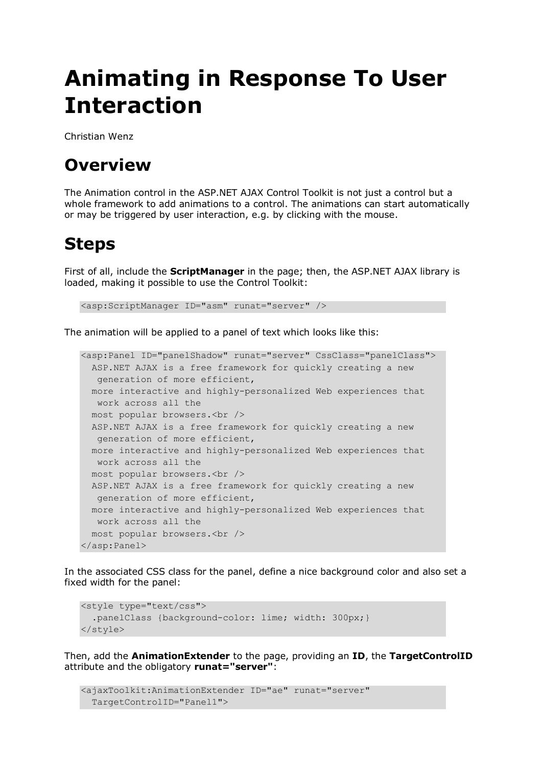# Animating in Response To User Interaction

Christian Wenz

## Overview

The Animation control in the ASP.NET AJAX Control Toolkit is not just a control but a whole framework to add animations to a control. The animations can start automatically or may be triggered by user interaction, e.g. by clicking with the mouse.

## Steps

First of all, include the **ScriptManager** in the page; then, the ASP.NET AJAX library is loaded, making it possible to use the Control Toolkit:

```
<asp:ScriptManager ID="asm" runat="server" />
```

The animation will be applied to a panel of text which looks like this:

```
<asp:Panel ID="panelShadow" runat="server" CssClass="panelClass">
  ASP.NET AJAX is a free framework for quickly creating a new
   generation of more efficient,
  more interactive and highly-personalized Web experiences that
   work across all the
  most popular browsers.<br />
  ASP.NET AJAX is a free framework for quickly creating a new
   generation of more efficient,
  more interactive and highly-personalized Web experiences that
   work across all the
  most popular browsers.<br />
  ASP.NET AJAX is a free framework for quickly creating a new
   generation of more efficient,
  more interactive and highly-personalized Web experiences that
   work across all the
  most popular browsers.<br />
</asp:Panel>
```

In the associated CSS class for the panel, define a nice background color and also set a fixed width for the panel:

```
<style type="text/css">
  .panelClass {background-color: lime; width: 300px;}
</style>
```

Then, add the **AnimationExtender** to the page, providing an **ID**, the **TargetControlID** attribute and the obligatory **runat="server"**:

```
<ajaxToolkit:AnimationExtender ID="ae" runat="server"
  TargetControlID="Panel1">
```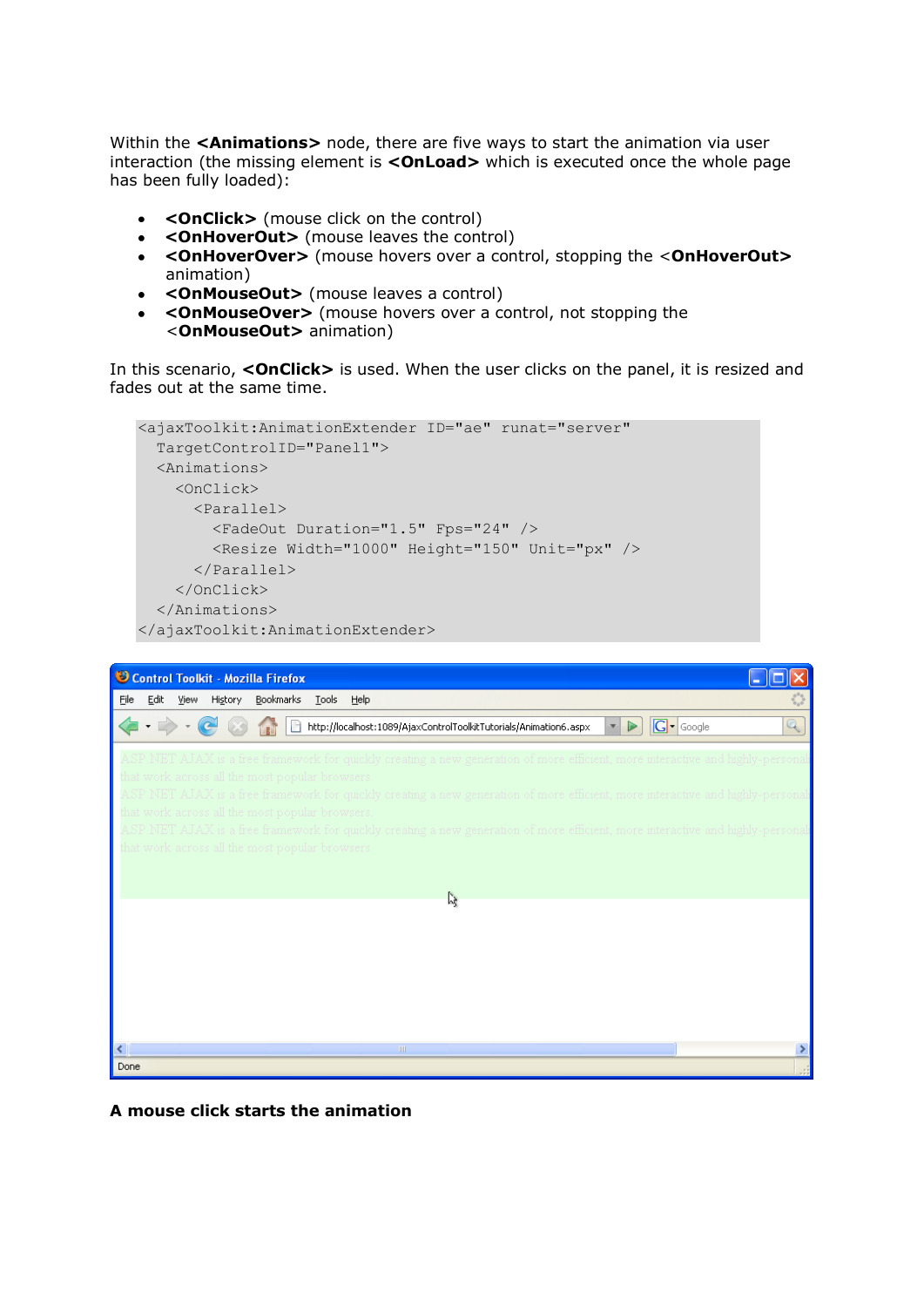Within the **<Animations>** node, there are five ways to start the animation via user interaction (the missing element is **<OnLoad>** which is executed once the whole page has been fully loaded):

- **<OnClick>** (mouse click on the control)
- **<OnHoverOut>** (mouse leaves the control)
- **<OnHoverOver>** (mouse hovers over a control, stopping the <**OnHoverOut>** animation)
- **<OnMouseOut>** (mouse leaves a control)
- **<OnMouseOver>** (mouse hovers over a control, not stopping the <**OnMouseOut>** animation)

In this scenario, **<OnClick>** is used. When the user clicks on the panel, it is resized and fades out at the same time.

```
<ajaxToolkit:AnimationExtender ID="ae" runat="server"
  TargetControlID="Panel1">
  <Animations>
    <OnClick>
      <Parallel>
        <FadeOut Duration="1.5" Fps="24" />
        <Resize Width="1000" Height="150" Unit="px" />
      </Parallel>
    </OnClick>
  </Animations>
</ajaxToolkit:AnimationExtender>
```

**A mouse click starts the animation**